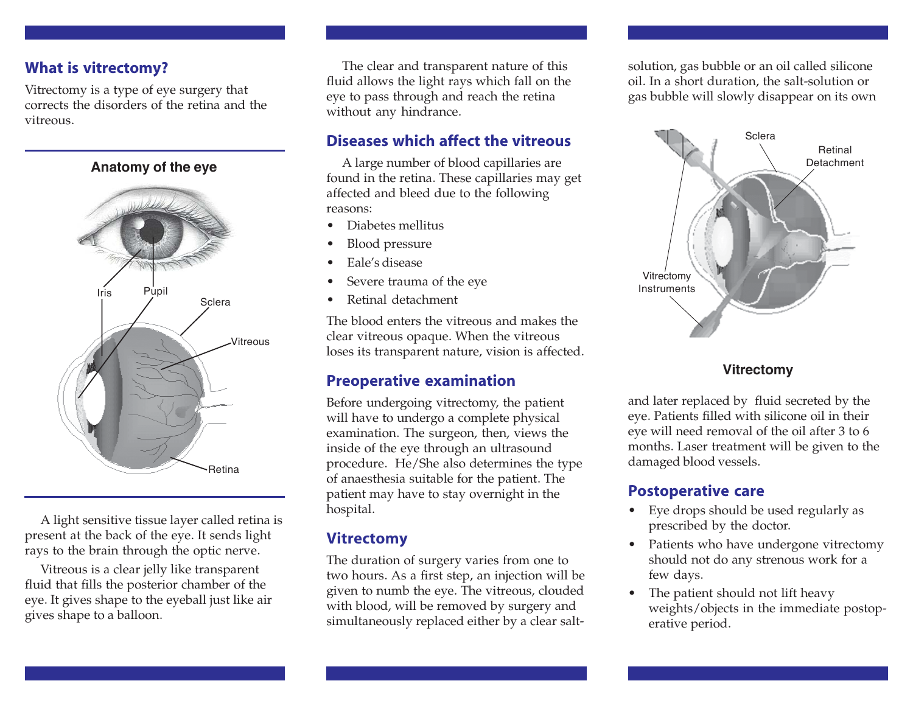## What is vitrectomy?

Vitrectomy is a type of eye surgery that corrects the disorders of the retina and the vitreous.

**Anatomy of the eye**

A light sensitive tissue layer called retina is present at the back of the eye. It sends light rays to the brain through the optic nerve.

Vitreous is a clear jelly like transparent fluid that fills the posterior chamber of the eye. It gives shape to the eyeball just like air gives shape to a balloon.

The clear and transparent nature of this fluid allows the light rays which fall on the eye to pass through and reach the retina without any hindrance.

## Diseases which affect the vitreous

A large number of blood capillaries are found in the retina. These capillaries may get affected and bleed due to the following reasons:

- Diabetes mellitus
- Blood pressure
- Eale's disease
- Severe trauma of the eye
- Retinal detachment

The blood enters the vitreous and makes the clear vitreous opaque. When the vitreous loses its transparent nature, vision is affected.

## Preoperative examination

Before undergoing vitrectomy, the patient will have to undergo a complete physical examination. The surgeon, then, views the inside of the eye through an ultrasound procedure. He/She also determines the type of anaesthesia suitable for the patient. The patient may have to stay overnight in the hospital.

## Vitrectomy

The duration of surgery varies from one to two hours. As a first step, an injection will be given to numb the eye. The vitreous, clouded with blood, will be removed by surgery and simultaneously replaced either by a clear salt-solution, gas bubble or an oil called silicone oil. In a short duration, the salt-solution or gas bubble will slowly disappear on its own and later replaced by fluid secreted by the eye. Patients filled with silicone oil in their eye will need removal of the oil after 3 to 6 months. Laser treatment will be given to the damaged blood vessels.

**Vitrectomy**

## Postoperative care

- Eye drops should be used regularly as prescribed by the doctor.
- Patients who have undergone vitrectomy should not do any strenous work for a few days.
- The patient should not lift heavy weights/objects in the immediate postoperative period.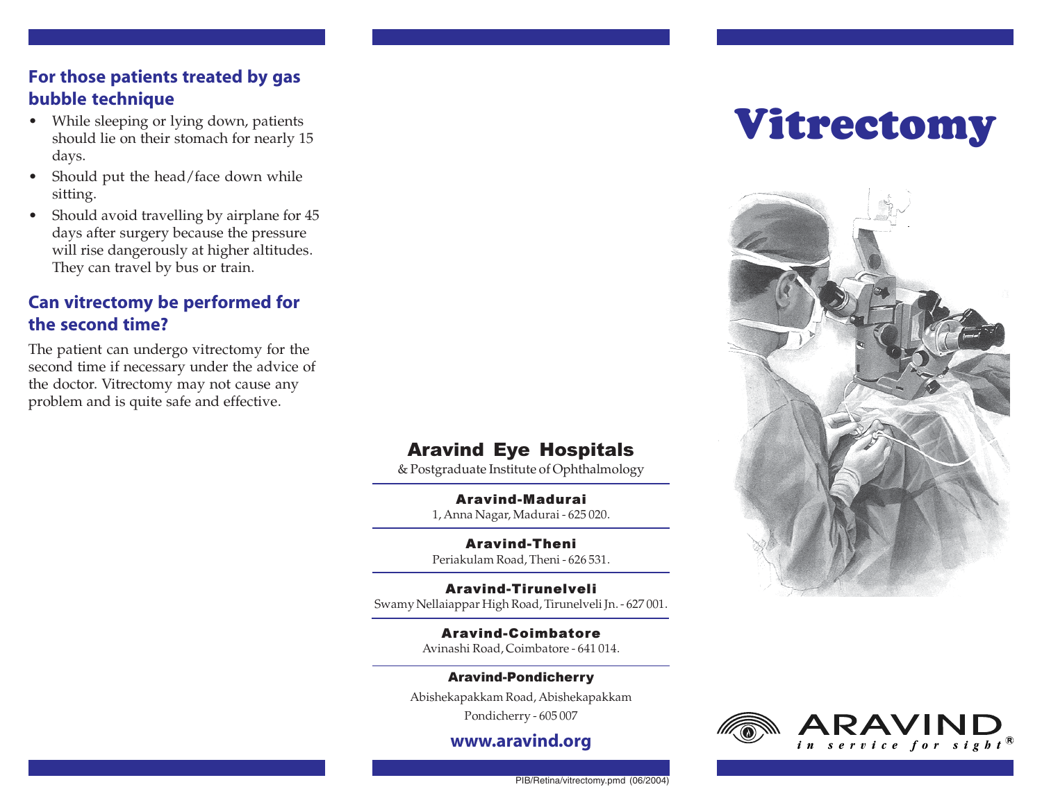## For those patients treated by gas bubble technique

- While sleeping or lying down, patients should lie on their stomach for nearly 15 days.
- Should put the head/face down while sitting.
- Should avoid travelling by airplane for 45 days after surgery because the pressure will rise dangerously at higher altitudes. They can travel by bus or train.

## Can vitrectomy be performed for the second time?

The patient can undergo vitrectomy for the second time if necessary under the advice of the doctor. Vitrectomy may not cause any problem and is quite safe and effective.

## Aravind Eye Hospitals

& Postgraduate Institute of Ophthalmology

**Aravind-Madurai**
1, Anna Nagar, Madurai - 625 020.

**Aravind-Theni**
Periakulam Road, Theni - 626 531.

**Aravind-Tirunelveli**
Swamy Nellaiappar High Road, Tirunelveli Jn. - 627 001.

**Aravind-Coimbatore**
Avinashi Road, Coimbatore - 641 014.

**Aravind-Pondicherry**
Abishekapakkam Road, Abishekapakkam
Pondicherry - 605 007

**www.aravind.org**

PIB/Retina/vitrectomy.pmd (06/2004)

# Vitrectomy

ARAVIND®
*in service for sight*